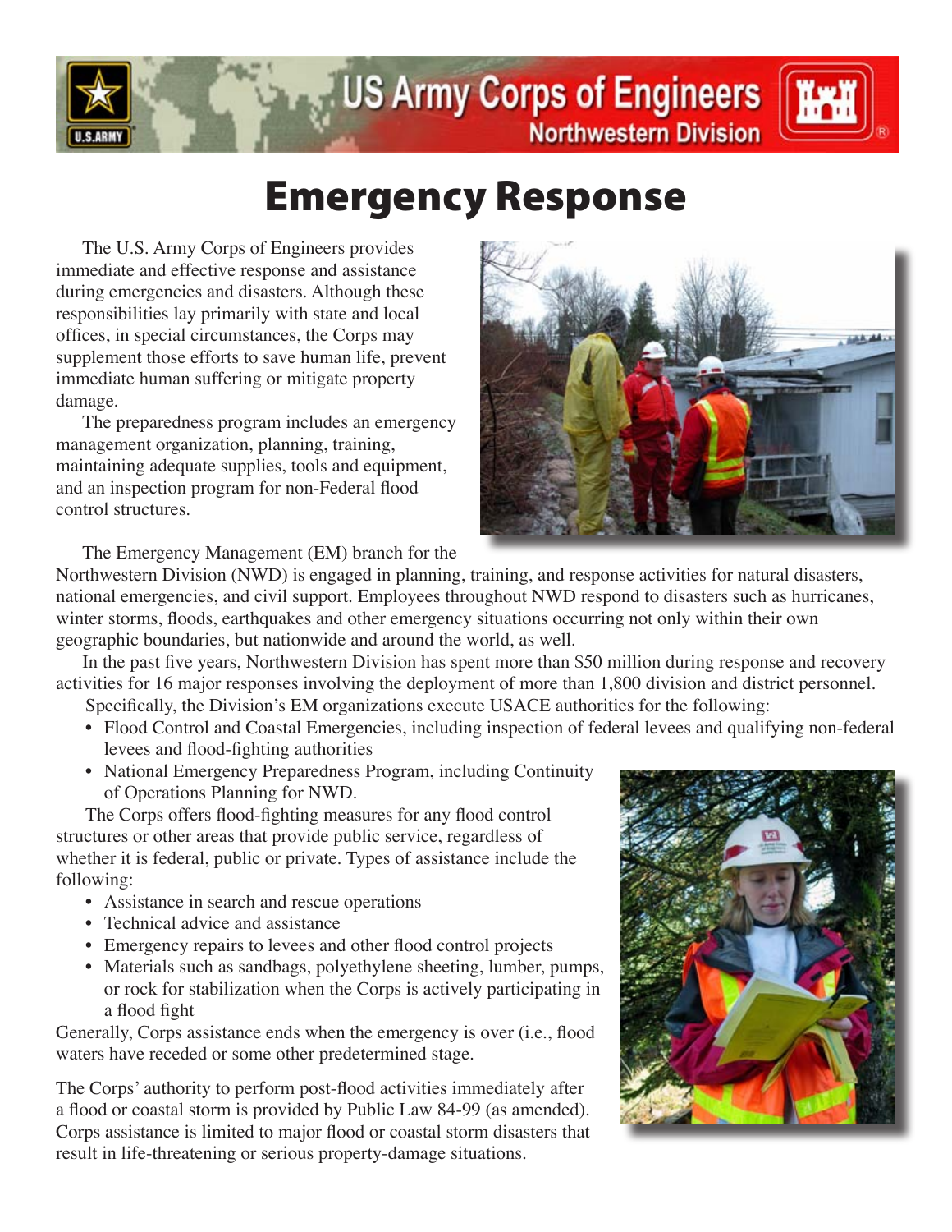US Army Corps of Engineers
Northwestern Division

# Emergency Response

The U.S. Army Corps of Engineers provides immediate and effective response and assistance during emergencies and disasters. Although these responsibilities lay primarily with state and local offices, in special circumstances, the Corps may supplement those efforts to save human life, prevent immediate human suffering or mitigate property damage.

The preparedness program includes an emergency management organization, planning, training, maintaining adequate supplies, tools and equipment, and an inspection program for non-Federal flood control structures.

The Emergency Management (EM) branch for the Northwestern Division (NWD) is engaged in planning, training, and response activities for natural disasters, national emergencies, and civil support. Employees throughout NWD respond to disasters such as hurricanes, winter storms, floods, earthquakes and other emergency situations occurring not only within their own geographic boundaries, but nationwide and around the world, as well.

In the past five years, Northwestern Division has spent more than $50 million during response and recovery activities for 16 major responses involving the deployment of more than 1,800 division and district personnel.

Specifically, the Division's EM organizations execute USACE authorities for the following:

- Flood Control and Coastal Emergencies, including inspection of federal levees and qualifying non-federal levees and flood-fighting authorities
- National Emergency Preparedness Program, including Continuity of Operations Planning for NWD.

The Corps offers flood-fighting measures for any flood control structures or other areas that provide public service, regardless of whether it is federal, public or private. Types of assistance include the following:

- Assistance in search and rescue operations
- Technical advice and assistance
- Emergency repairs to levees and other flood control projects
- Materials such as sandbags, polyethylene sheeting, lumber, pumps, or rock for stabilization when the Corps is actively participating in a flood fight

Generally, Corps assistance ends when the emergency is over (i.e., flood waters have receded or some other predetermined stage.

The Corps' authority to perform post-flood activities immediately after a flood or coastal storm is provided by Public Law 84-99 (as amended). Corps assistance is limited to major flood or coastal storm disasters that result in life-threatening or serious property-damage situations.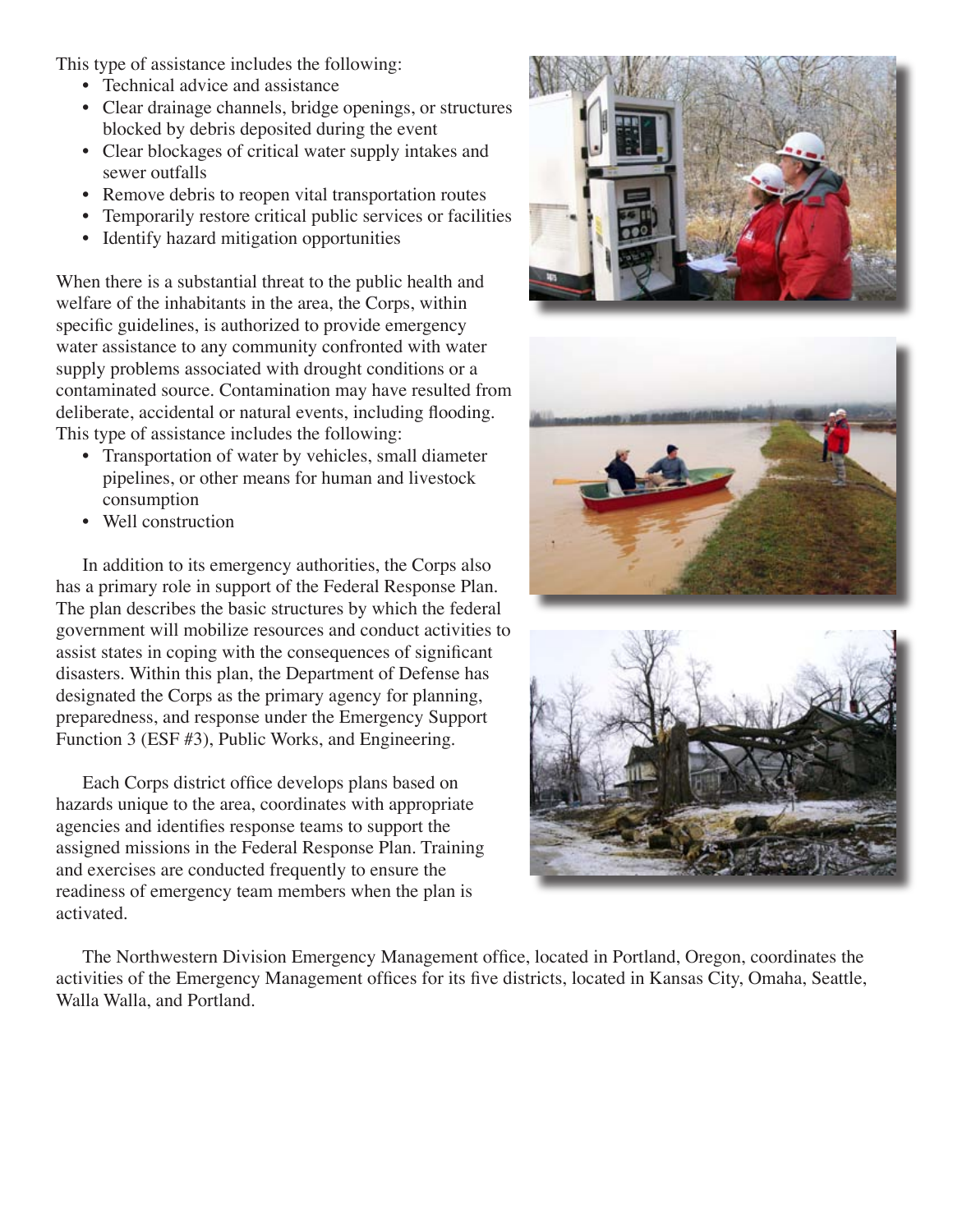This type of assistance includes the following:

- Technical advice and assistance
- Clear drainage channels, bridge openings, or structures blocked by debris deposited during the event
- Clear blockages of critical water supply intakes and sewer outfalls
- Remove debris to reopen vital transportation routes
- Temporarily restore critical public services or facilities
- Identify hazard mitigation opportunities

When there is a substantial threat to the public health and welfare of the inhabitants in the area, the Corps, within specific guidelines, is authorized to provide emergency water assistance to any community confronted with water supply problems associated with drought conditions or a contaminated source. Contamination may have resulted from deliberate, accidental or natural events, including flooding. This type of assistance includes the following:

- Transportation of water by vehicles, small diameter pipelines, or other means for human and livestock consumption
- Well construction

In addition to its emergency authorities, the Corps also has a primary role in support of the Federal Response Plan. The plan describes the basic structures by which the federal government will mobilize resources and conduct activities to assist states in coping with the consequences of significant disasters. Within this plan, the Department of Defense has designated the Corps as the primary agency for planning, preparedness, and response under the Emergency Support Function 3 (ESF #3), Public Works, and Engineering.

Each Corps district office develops plans based on hazards unique to the area, coordinates with appropriate agencies and identifies response teams to support the assigned missions in the Federal Response Plan. Training and exercises are conducted frequently to ensure the readiness of emergency team members when the plan is activated.

The Northwestern Division Emergency Management office, located in Portland, Oregon, coordinates the activities of the Emergency Management offices for its five districts, located in Kansas City, Omaha, Seattle, Walla Walla, and Portland.